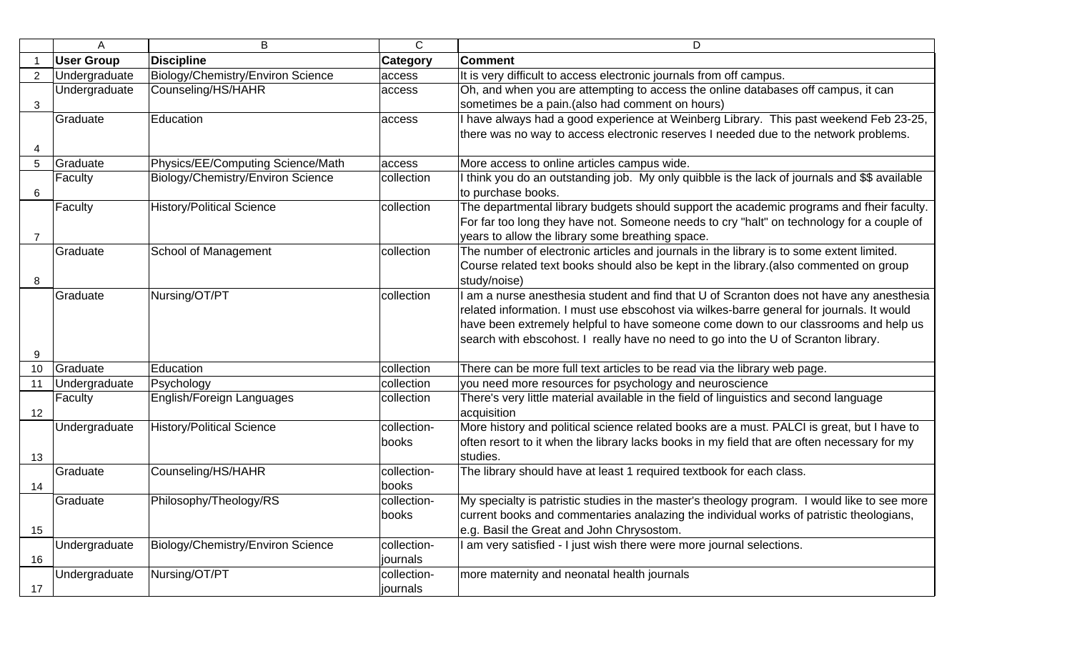| User Group | Discipline | Category | Comment |
|---|---|---|---|
| Undergraduate | Biology/Chemistry/Environ Science | access | It is very difficult to access electronic journals from off campus. |
| Undergraduate | Counseling/HS/HAHR | access | Oh, and when you are attempting to access the online databases off campus, it can sometimes be a pain.(also had comment on hours) |
| Graduate | Education | access | I have always had a good experience at Weinberg Library. This past weekend Feb 23-25, there was no way to access electronic reserves I needed due to the network problems. |
| Graduate | Physics/EE/Computing Science/Math | access | More access to online articles campus wide. |
| Faculty | Biology/Chemistry/Environ Science | collection | I think you do an outstanding job. My only quibble is the lack of journals and $$ available to purchase books. |
| Faculty | History/Political Science | collection | The departmental library budgets should support the academic programs and fheir faculty. For far too long they have not. Someone needs to cry "halt" on technology for a couple of years to allow the library some breathing space. |
| Graduate | School of Management | collection | The number of electronic articles and journals in the library is to some extent limited. Course related text books should also be kept in the library.(also commented on group study/noise) |
| Graduate | Nursing/OT/PT | collection | I am a nurse anesthesia student and find that U of Scranton does not have any anesthesia related information. I must use ebscohost via wilkes-barre general for journals. It would have been extremely helpful to have someone come down to our classrooms and help us search with ebscohost. I really have no need to go into the U of Scranton library. |
| Graduate | Education | collection | There can be more full text articles to be read via the library web page. |
| Undergraduate | Psychology | collection | you need more resources for psychology and neuroscience |
| Faculty | English/Foreign Languages | collection | There's very little material available in the field of linguistics and second language acquisition |
| Undergraduate | History/Political Science | collection-books | More history and political science related books are a must. PALCI is great, but I have to often resort to it when the library lacks books in my field that are often necessary for my studies. |
| Graduate | Counseling/HS/HAHR | collection-books | The library should have at least 1 required textbook for each class. |
| Graduate | Philosophy/Theology/RS | collection-books | My specialty is patristic studies in the master's theology program. I would like to see more current books and commentaries analazing the individual works of patristic theologians, e.g. Basil the Great and John Chrysostom. |
| Undergraduate | Biology/Chemistry/Environ Science | collection-journals | I am very satisfied - I just wish there were more journal selections. |
| Undergraduate | Nursing/OT/PT | collection-journals | more maternity and neonatal health journals |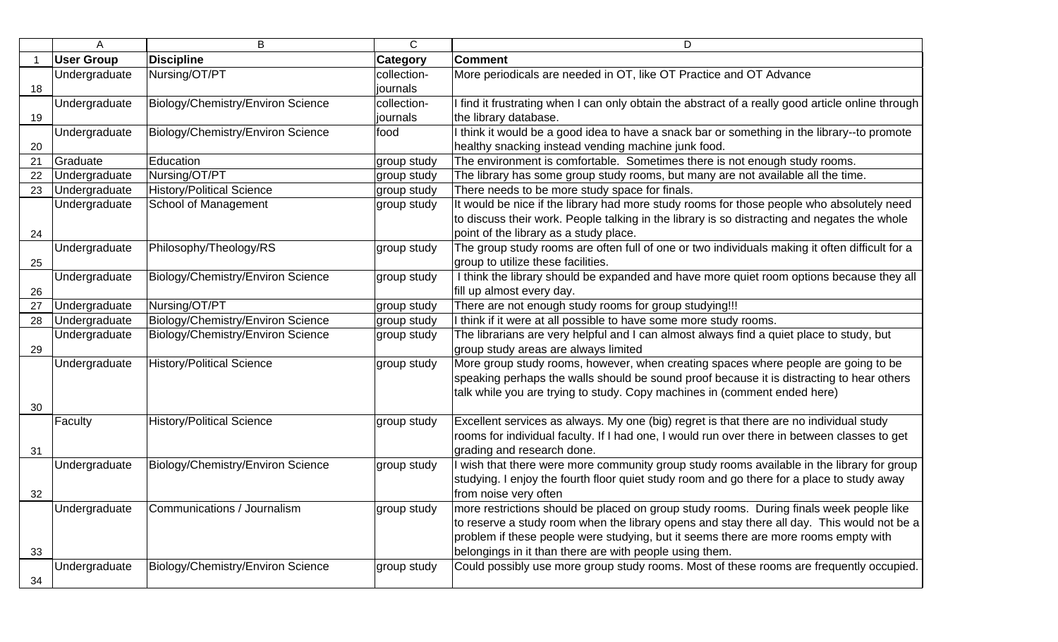| | A | B | C | D |
|---|---|---|---|---|
| 1 | **User Group** | **Discipline** | **Category** | **Comment** |
| 18 | Undergraduate | Nursing/OT/PT | collection-journals | More periodicals are needed in OT, like OT Practice and OT Advance |
| 19 | Undergraduate | Biology/Chemistry/Environ Science | collection-journals | I find it frustrating when I can only obtain the abstract of a really good article online through the library database. |
| 20 | Undergraduate | Biology/Chemistry/Environ Science | food | I think it would be a good idea to have a snack bar or something in the library--to promote healthy snacking instead vending machine junk food. |
| 21 | Graduate | Education | group study | The environment is comfortable. Sometimes there is not enough study rooms. |
| 22 | Undergraduate | Nursing/OT/PT | group study | The library has some group study rooms, but many are not available all the time. |
| 23 | Undergraduate | History/Political Science | group study | There needs to be more study space for finals. |
| 24 | Undergraduate | School of Management | group study | It would be nice if the library had more study rooms for those people who absolutely need to discuss their work. People talking in the library is so distracting and negates the whole point of the library as a study place. |
| 25 | Undergraduate | Philosophy/Theology/RS | group study | The group study rooms are often full of one or two individuals making it often difficult for a group to utilize these facilities. |
| 26 | Undergraduate | Biology/Chemistry/Environ Science | group study | I think the library should be expanded and have more quiet room options because they all fill up almost every day. |
| 27 | Undergraduate | Nursing/OT/PT | group study | There are not enough study rooms for group studying!!! |
| 28 | Undergraduate | Biology/Chemistry/Environ Science | group study | I think if it were at all possible to have some more study rooms. |
| 29 | Undergraduate | Biology/Chemistry/Environ Science | group study | The librarians are very helpful and I can almost always find a quiet place to study, but group study areas are always limited |
| 30 | Undergraduate | History/Political Science | group study | More group study rooms, however, when creating spaces where people are going to be speaking perhaps the walls should be sound proof because it is distracting to hear others talk while you are trying to study. Copy machines in (comment ended here) |
| 31 | Faculty | History/Political Science | group study | Excellent services as always. My one (big) regret is that there are no individual study rooms for individual faculty. If I had one, I would run over there in between classes to get grading and research done. |
| 32 | Undergraduate | Biology/Chemistry/Environ Science | group study | I wish that there were more community group study rooms available in the library for group studying. I enjoy the fourth floor quiet study room and go there for a place to study away from noise very often |
| 33 | Undergraduate | Communications / Journalism | group study | more restrictions should be placed on group study rooms. During finals week people like to reserve a study room when the library opens and stay there all day. This would not be a problem if these people were studying, but it seems there are more rooms empty with belongings in it than there are with people using them. |
| 34 | Undergraduate | Biology/Chemistry/Environ Science | group study | Could possibly use more group study rooms. Most of these rooms are frequently occupied. |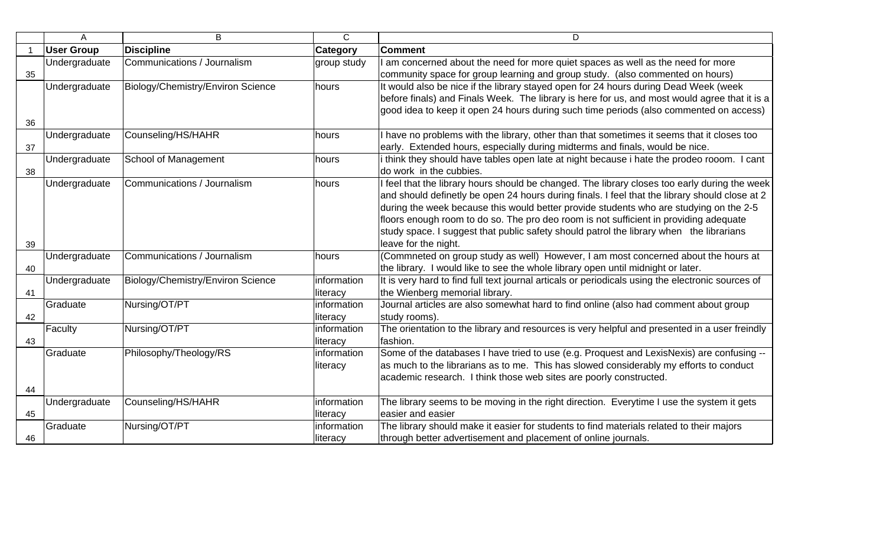| | A | B | C | D |
|---|---|---|---|---|
| 1 | **User Group** | **Discipline** | **Category** | **Comment** |
| 35 | Undergraduate | Communications / Journalism | group study | I am concerned about the need for more quiet spaces as well as the need for more community space for group learning and group study. (also commented on hours) |
| 36 | Undergraduate | Biology/Chemistry/Environ Science | hours | It would also be nice if the library stayed open for 24 hours during Dead Week (week before finals) and Finals Week. The library is here for us, and most would agree that it is a good idea to keep it open 24 hours during such time periods (also commented on access) |
| 37 | Undergraduate | Counseling/HS/HAHR | hours | I have no problems with the library, other than that sometimes it seems that it closes too early. Extended hours, especially during midterms and finals, would be nice. |
| 38 | Undergraduate | School of Management | hours | i think they should have tables open late at night because i hate the prodeo rooom. I cant do work in the cubbies. |
| 39 | Undergraduate | Communications / Journalism | hours | I feel that the library hours should be changed. The library closes too early during the week and should definetly be open 24 hours during finals. I feel that the library should close at 2 during the week because this would better provide students who are studying on the 2-5 floors enough room to do so. The pro deo room is not sufficient in providing adequate study space. I suggest that public safety should patrol the library when the librarians leave for the night. |
| 40 | Undergraduate | Communications / Journalism | hours | (Commneted on group study as well) However, I am most concerned about the hours at the library. I would like to see the whole library open until midnight or later. |
| 41 | Undergraduate | Biology/Chemistry/Environ Science | information literacy | It is very hard to find full text journal articals or periodicals using the electronic sources of the Wienberg memorial library. |
| 42 | Graduate | Nursing/OT/PT | information literacy | Journal articles are also somewhat hard to find online (also had comment about group study rooms). |
| 43 | Faculty | Nursing/OT/PT | information literacy | The orientation to the library and resources is very helpful and presented in a user freindly fashion. |
| 44 | Graduate | Philosophy/Theology/RS | information literacy | Some of the databases I have tried to use (e.g. Proquest and LexisNexis) are confusing -- as much to the librarians as to me. This has slowed considerably my efforts to conduct academic research. I think those web sites are poorly constructed. |
| 45 | Undergraduate | Counseling/HS/HAHR | information literacy | The library seems to be moving in the right direction. Everytime I use the system it gets easier and easier |
| 46 | Graduate | Nursing/OT/PT | information literacy | The library should make it easier for students to find materials related to their majors through better advertisement and placement of online journals. |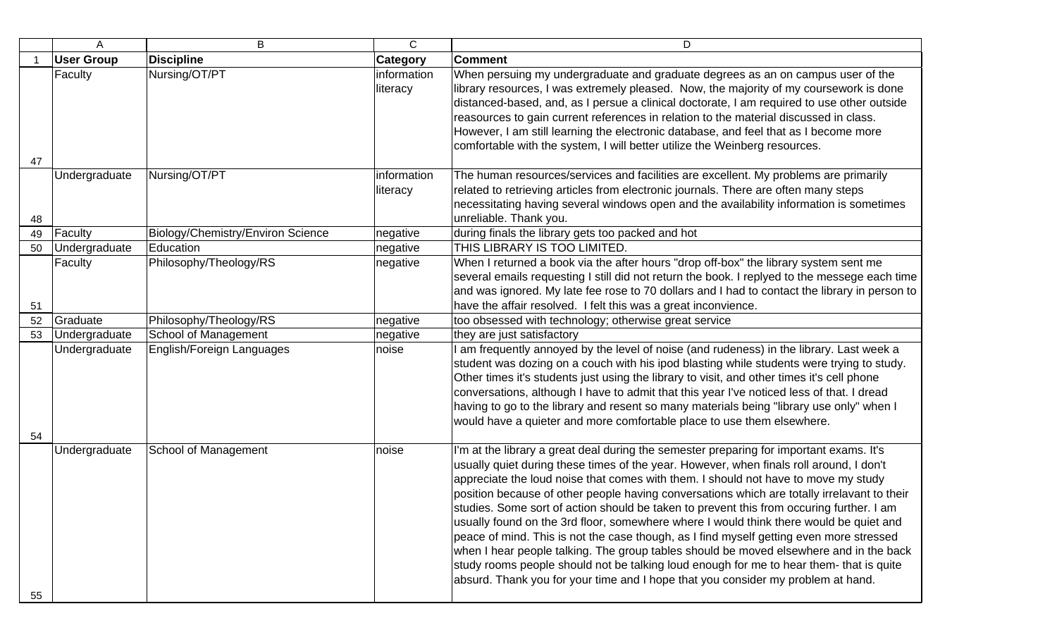| | A | B | C | D |
|---|---|---|---|---|
| 1 | **User Group** | **Discipline** | **Category** | **Comment** |
| 47 | Faculty | Nursing/OT/PT | information literacy | When persuing my undergraduate and graduate degrees as an on campus user of the library resources, I was extremely pleased. Now, the majority of my coursework is done distanced-based, and, as I persue a clinical doctorate, I am required to use other outside reasources to gain current references in relation to the material discussed in class. However, I am still learning the electronic database, and feel that as I become more comfortable with the system, I will better utilize the Weinberg resources. |
| 48 | Undergraduate | Nursing/OT/PT | information literacy | The human resources/services and facilities are excellent. My problems are primarily related to retrieving articles from electronic journals. There are often many steps necessitating having several windows open and the availability information is sometimes unreliable. Thank you. |
| 49 | Faculty | Biology/Chemistry/Environ Science | negative | during finals the library gets too packed and hot |
| 50 | Undergraduate | Education | negative | THIS LIBRARY IS TOO LIMITED. |
| 51 | Faculty | Philosophy/Theology/RS | negative | When I returned a book via the after hours "drop off-box" the library system sent me several emails requesting I still did not return the book. I replyed to the messege each time and was ignored. My late fee rose to 70 dollars and I had to contact the library in person to have the affair resolved. I felt this was a great inconvience. |
| 52 | Graduate | Philosophy/Theology/RS | negative | too obsessed with technology; otherwise great service |
| 53 | Undergraduate | School of Management | negative | they are just satisfactory |
| 54 | Undergraduate | English/Foreign Languages | noise | I am frequently annoyed by the level of noise (and rudeness) in the library. Last week a student was dozing on a couch with his ipod blasting while students were trying to study. Other times it's students just using the library to visit, and other times it's cell phone conversations, although I have to admit that this year I've noticed less of that. I dread having to go to the library and resent so many materials being "library use only" when I would have a quieter and more comfortable place to use them elsewhere. |
| 55 | Undergraduate | School of Management | noise | I'm at the library a great deal during the semester preparing for important exams. It's usually quiet during these times of the year. However, when finals roll around, I don't appreciate the loud noise that comes with them. I should not have to move my study position because of other people having conversations which are totally irrelavant to their studies. Some sort of action should be taken to prevent this from occuring further. I am usually found on the 3rd floor, somewhere where I would think there would be quiet and peace of mind. This is not the case though, as I find myself getting even more stressed when I hear people talking. The group tables should be moved elsewhere and in the back study rooms people should not be talking loud enough for me to hear them- that is quite absurd. Thank you for your time and I hope that you consider my problem at hand. |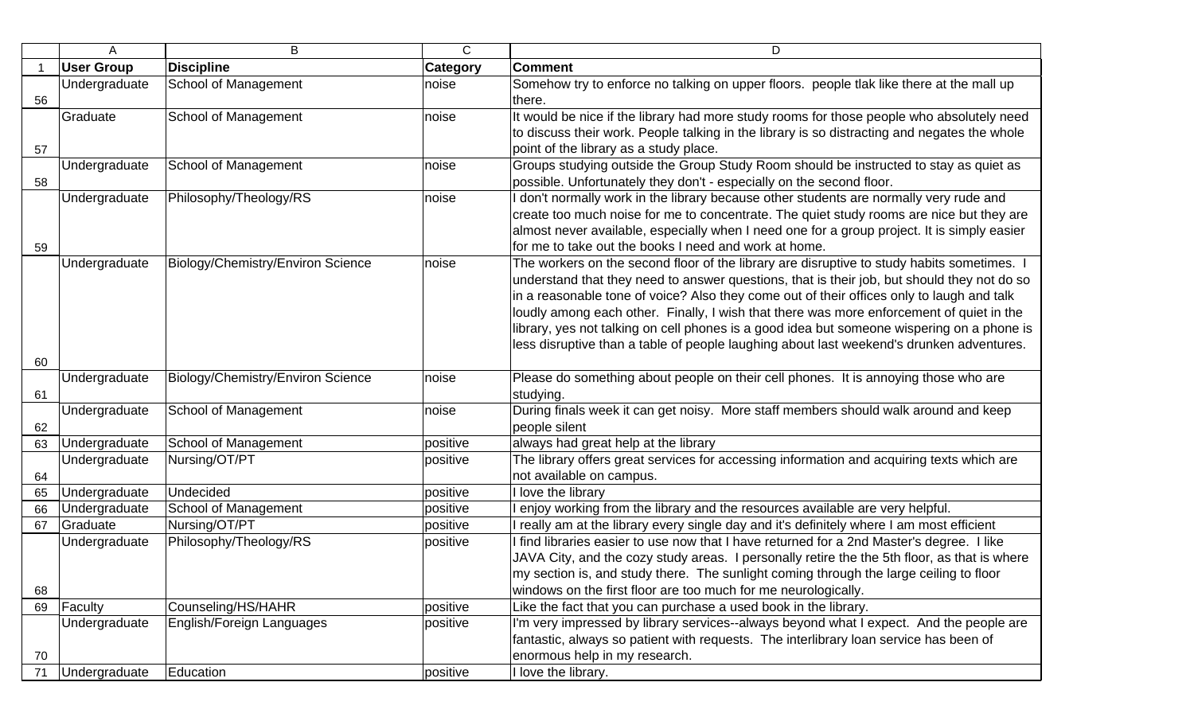| | A | B | C | D |
|---|---|---|---|---|
| 1 | **User Group** | **Discipline** | **Category** | **Comment** |
| 56 | Undergraduate | School of Management | noise | Somehow try to enforce no talking on upper floors. people tlak like there at the mall up there. |
| 57 | Graduate | School of Management | noise | It would be nice if the library had more study rooms for those people who absolutely need to discuss their work. People talking in the library is so distracting and negates the whole point of the library as a study place. |
| 58 | Undergraduate | School of Management | noise | Groups studying outside the Group Study Room should be instructed to stay as quiet as possible. Unfortunately they don't - especially on the second floor. |
| 59 | Undergraduate | Philosophy/Theology/RS | noise | I don't normally work in the library because other students are normally very rude and create too much noise for me to concentrate. The quiet study rooms are nice but they are almost never available, especially when I need one for a group project. It is simply easier for me to take out the books I need and work at home. |
| 60 | Undergraduate | Biology/Chemistry/Environ Science | noise | The workers on the second floor of the library are disruptive to study habits sometimes. I understand that they need to answer questions, that is their job, but should they not do so in a reasonable tone of voice? Also they come out of their offices only to laugh and talk loudly among each other. Finally, I wish that there was more enforcement of quiet in the library, yes not talking on cell phones is a good idea but someone wispering on a phone is less disruptive than a table of people laughing about last weekend's drunken adventures. |
| 61 | Undergraduate | Biology/Chemistry/Environ Science | noise | Please do something about people on their cell phones. It is annoying those who are studying. |
| 62 | Undergraduate | School of Management | noise | During finals week it can get noisy. More staff members should walk around and keep people silent |
| 63 | Undergraduate | School of Management | positive | always had great help at the library |
| 64 | Undergraduate | Nursing/OT/PT | positive | The library offers great services for accessing information and acquiring texts which are not available on campus. |
| 65 | Undergraduate | Undecided | positive | I love the library |
| 66 | Undergraduate | School of Management | positive | I enjoy working from the library and the resources available are very helpful. |
| 67 | Graduate | Nursing/OT/PT | positive | I really am at the library every single day and it's definitely where I am most efficient |
| 68 | Undergraduate | Philosophy/Theology/RS | positive | I find libraries easier to use now that I have returned for a 2nd Master's degree. I like JAVA City, and the cozy study areas. I personally retire the the 5th floor, as that is where my section is, and study there. The sunlight coming through the large ceiling to floor windows on the first floor are too much for me neurologically. |
| 69 | Faculty | Counseling/HS/HAHR | positive | Like the fact that you can purchase a used book in the library. |
| 70 | Undergraduate | English/Foreign Languages | positive | I'm very impressed by library services--always beyond what I expect. And the people are fantastic, always so patient with requests. The interlibrary loan service has been of enormous help in my research. |
| 71 | Undergraduate | Education | positive | I love the library. |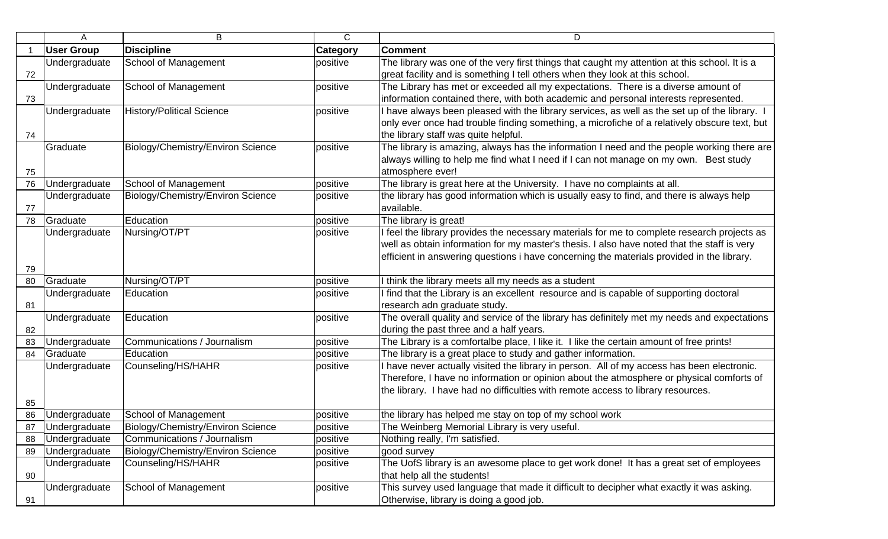| | User Group | Discipline | Category | Comment |
|---|---|---|---|---|
| 72 | Undergraduate | School of Management | positive | The library was one of the very first things that caught my attention at this school. It is a great facility and is something I tell others when they look at this school. |
| 73 | Undergraduate | School of Management | positive | The Library has met or exceeded all my expectations. There is a diverse amount of information contained there, with both academic and personal interests represented. |
| 74 | Undergraduate | History/Political Science | positive | I have always been pleased with the library services, as well as the set up of the library. I only ever once had trouble finding something, a microfiche of a relatively obscure text, but the library staff was quite helpful. |
| 75 | Graduate | Biology/Chemistry/Environ Science | positive | The library is amazing, always has the information I need and the people working there are always willing to help me find what I need if I can not manage on my own. Best study atmosphere ever! |
| 76 | Undergraduate | School of Management | positive | The library is great here at the University. I have no complaints at all. |
| 77 | Undergraduate | Biology/Chemistry/Environ Science | positive | the library has good information which is usually easy to find, and there is always help available. |
| 78 | Graduate | Education | positive | The library is great! |
| 79 | Undergraduate | Nursing/OT/PT | positive | I feel the library provides the necessary materials for me to complete research projects as well as obtain information for my master's thesis. I also have noted that the staff is very efficient in answering questions i have concerning the materials provided in the library. |
| 80 | Graduate | Nursing/OT/PT | positive | I think the library meets all my needs as a student |
| 81 | Undergraduate | Education | positive | I find that the Library is an excellent resource and is capable of supporting doctoral research adn graduate study. |
| 82 | Undergraduate | Education | positive | The overall quality and service of the library has definitely met my needs and expectations during the past three and a half years. |
| 83 | Undergraduate | Communications / Journalism | positive | The Library is a comfortalbe place, I like it. I like the certain amount of free prints! |
| 84 | Graduate | Education | positive | The library is a great place to study and gather information. |
| 85 | Undergraduate | Counseling/HS/HAHR | positive | I have never actually visited the library in person. All of my access has been electronic. Therefore, I have no information or opinion about the atmosphere or physical comforts of the library. I have had no difficulties with remote access to library resources. |
| 86 | Undergraduate | School of Management | positive | the library has helped me stay on top of my school work |
| 87 | Undergraduate | Biology/Chemistry/Environ Science | positive | The Weinberg Memorial Library is very useful. |
| 88 | Undergraduate | Communications / Journalism | positive | Nothing really, I'm satisfied. |
| 89 | Undergraduate | Biology/Chemistry/Environ Science | positive | good survey |
| 90 | Undergraduate | Counseling/HS/HAHR | positive | The UofS library is an awesome place to get work done! It has a great set of employees that help all the students! |
| 91 | Undergraduate | School of Management | positive | This survey used language that made it difficult to decipher what exactly it was asking. Otherwise, library is doing a good job. |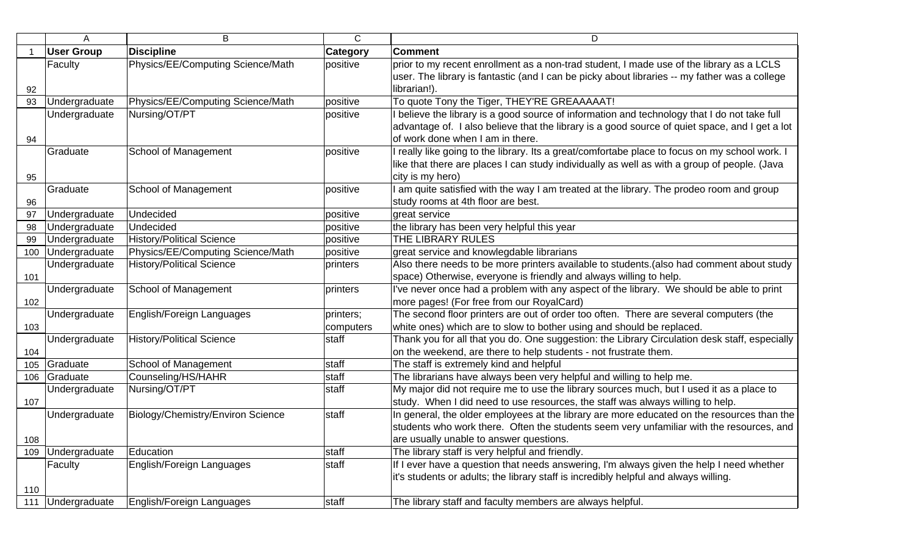| | A | B | C | D |
|---|---|---|---|---|
| 1 | **User Group** | **Discipline** | **Category** | **Comment** |
| 92 | Faculty | Physics/EE/Computing Science/Math | positive | prior to my recent enrollment as a non-trad student, I made use of the library as a LCLS user. The library is fantastic (and I can be picky about libraries -- my father was a college librarian!). |
| 93 | Undergraduate | Physics/EE/Computing Science/Math | positive | To quote Tony the Tiger, THEY'RE GREAAAAAT! |
| 94 | Undergraduate | Nursing/OT/PT | positive | I believe the library is a good source of information and technology that I do not take full advantage of. I also believe that the library is a good source of quiet space, and I get a lot of work done when I am in there. |
| 95 | Graduate | School of Management | positive | I really like going to the library. Its a great/comfortabe place to focus on my school work. I like that there are places I can study individually as well as with a group of people. (Java city is my hero) |
| 96 | Graduate | School of Management | positive | I am quite satisfied with the way I am treated at the library. The prodeo room and group study rooms at 4th floor are best. |
| 97 | Undergraduate | Undecided | positive | great service |
| 98 | Undergraduate | Undecided | positive | the library has been very helpful this year |
| 99 | Undergraduate | History/Political Science | positive | THE LIBRARY RULES |
| 100 | Undergraduate | Physics/EE/Computing Science/Math | positive | great service and knowlegdable librarians |
| 101 | Undergraduate | History/Political Science | printers | Also there needs to be more printers available to students.(also had comment about study space) Otherwise, everyone is friendly and always willing to help. |
| 102 | Undergraduate | School of Management | printers | I've never once had a problem with any aspect of the library. We should be able to print more pages! (For free from our RoyalCard) |
| 103 | Undergraduate | English/Foreign Languages | printers; computers | The second floor printers are out of order too often. There are several computers (the white ones) which are to slow to bother using and should be replaced. |
| 104 | Undergraduate | History/Political Science | staff | Thank you for all that you do. One suggestion: the Library Circulation desk staff, especially on the weekend, are there to help students - not frustrate them. |
| 105 | Graduate | School of Management | staff | The staff is extremely kind and helpful |
| 106 | Graduate | Counseling/HS/HAHR | staff | The librarians have always been very helpful and willing to help me. |
| 107 | Undergraduate | Nursing/OT/PT | staff | My major did not require me to use the library sources much, but I used it as a place to study. When I did need to use resources, the staff was always willing to help. |
| 108 | Undergraduate | Biology/Chemistry/Environ Science | staff | In general, the older employees at the library are more educated on the resources than the students who work there. Often the students seem very unfamiliar with the resources, and are usually unable to answer questions. |
| 109 | Undergraduate | Education | staff | The library staff is very helpful and friendly. |
| 110 | Faculty | English/Foreign Languages | staff | If I ever have a question that needs answering, I'm always given the help I need whether it's students or adults; the library staff is incredibly helpful and always willing. |
| 111 | Undergraduate | English/Foreign Languages | staff | The library staff and faculty members are always helpful. |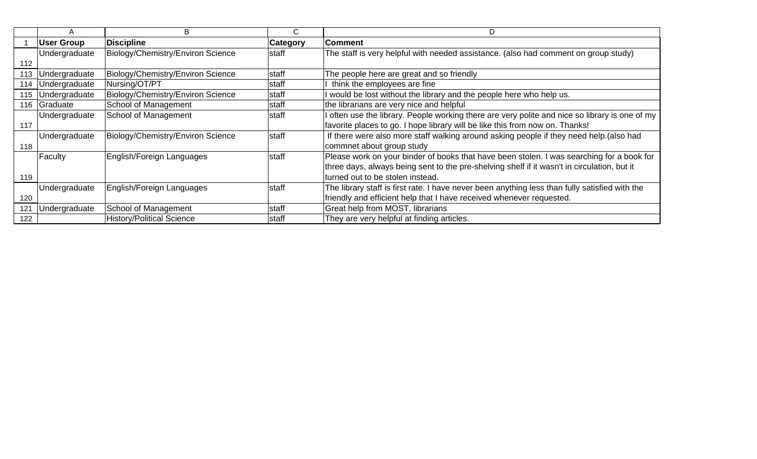| | User Group | Discipline | Category | Comment |
|---|---|---|---|---|
| 112 | Undergraduate | Biology/Chemistry/Environ Science | staff | The staff is very helpful with needed assistance. (also had comment on group study) |
| 113 | Undergraduate | Biology/Chemistry/Environ Science | staff | The people here are great and so friendly |
| 114 | Undergraduate | Nursing/OT/PT | staff | I think the employees are fine |
| 115 | Undergraduate | Biology/Chemistry/Environ Science | staff | I would be lost without the library and the people here who help us. |
| 116 | Graduate | School of Management | staff | the librarians are very nice and helpful |
| 117 | Undergraduate | School of Management | staff | I often use the library. People working there are very polite and nice so library is one of my favorite places to go. I hope library will be like this from now on. Thanks! |
| 118 | Undergraduate | Biology/Chemistry/Environ Science | staff | If there were also more staff walking around asking people if they need help.(also had commnet about group study |
| 119 | Faculty | English/Foreign Languages | staff | Please work on your binder of books that have been stolen. I was searching for a book for three days, always being sent to the pre-shelving shelf if it wasn't in circulation, but it turned out to be stolen instead. |
| 120 | Undergraduate | English/Foreign Languages | staff | The library staff is first rate. I have never been anything less than fully satisfied with the friendly and efficient help that I have received whenever requested. |
| 121 | Undergraduate | School of Management | staff | Great help from MOST, librarians |
| 122 | | History/Political Science | staff | They are very helpful at finding articles. |